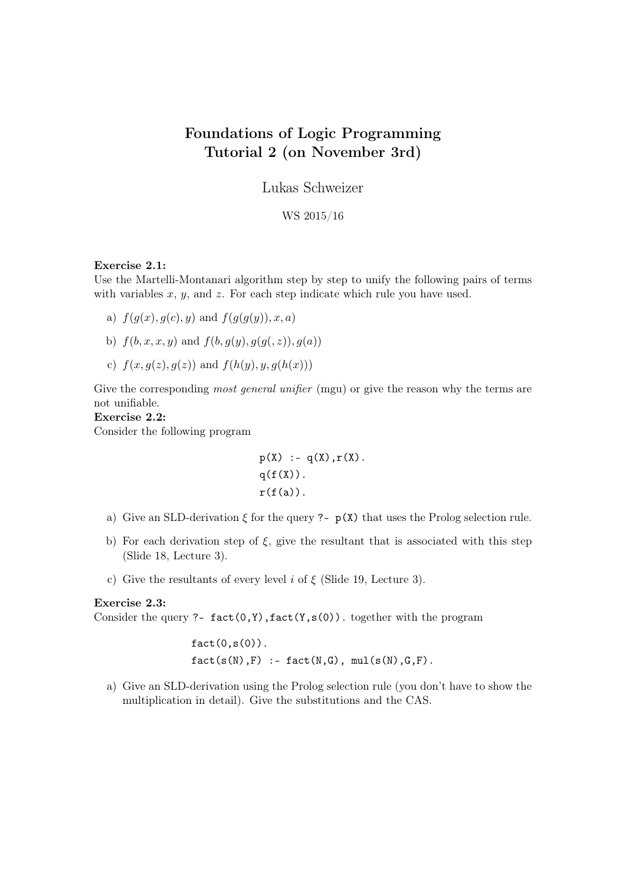# Foundations of Logic Programming
# Tutorial 2 (on November 3rd)

Lukas Schweizer

WS 2015/16

**Exercise 2.1:**
Use the Martelli-Montanari algorithm step by step to unify the following pairs of terms with variables $x$, $y$, and $z$. For each step indicate which rule you have used.

a) $f(g(x), g(c), y)$ and $f(g(g(y)), x, a)$

b) $f(b, x, x, y)$ and $f(b, g(y), g(g(, z)), g(a))$

c) $f(x, g(z), g(z))$ and $f(h(y), y, g(h(x)))$

Give the corresponding *most general unifier* (mgu) or give the reason why the terms are not unifiable.

**Exercise 2.2:**
Consider the following program

```
p(X) :- q(X),r(X).
q(f(X)).
r(f(a)).
```

a) Give an SLD-derivation $\xi$ for the query `?- p(X)` that uses the Prolog selection rule.

b) For each derivation step of $\xi$, give the resultant that is associated with this step (Slide 18, Lecture 3).

c) Give the resultants of every level $i$ of $\xi$ (Slide 19, Lecture 3).

**Exercise 2.3:**
Consider the query `?- fact(0,Y),fact(Y,s(0)).` together with the program

```
fact(0,s(0)).
fact(s(N),F) :- fact(N,G), mul(s(N),G,F).
```

a) Give an SLD-derivation using the Prolog selection rule (you don't have to show the multiplication in detail). Give the substitutions and the CAS.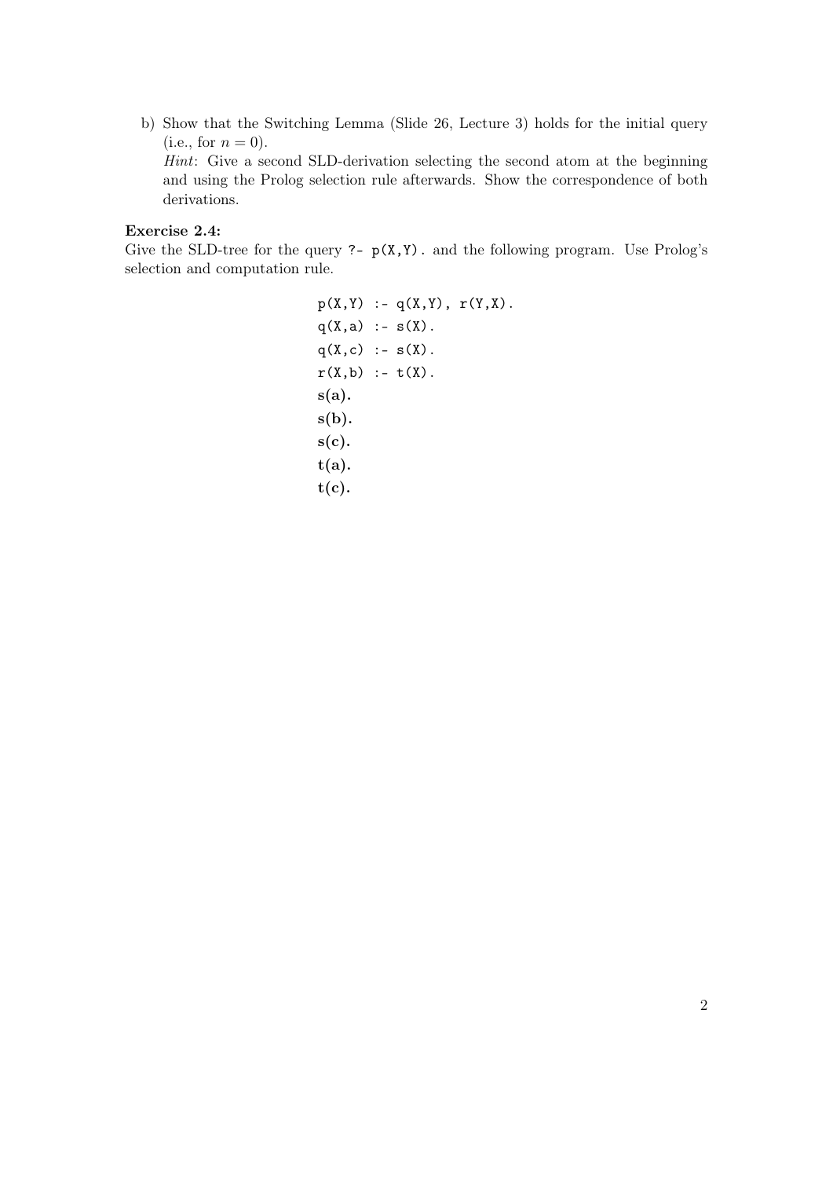b) Show that the Switching Lemma (Slide 26, Lecture 3) holds for the initial query (i.e., for $n = 0$).
   *Hint*: Give a second SLD-derivation selecting the second atom at the beginning and using the Prolog selection rule afterwards. Show the correspondence of both derivations.

**Exercise 2.4:**

Give the SLD-tree for the query `?- p(X,Y).` and the following program. Use Prolog's selection and computation rule.

```
p(X,Y) :- q(X,Y), r(Y,X).
q(X,a) :- s(X).
q(X,c) :- s(X).
r(X,b) :- t(X).
s(a).
s(b).
s(c).
t(a).
t(c).
```